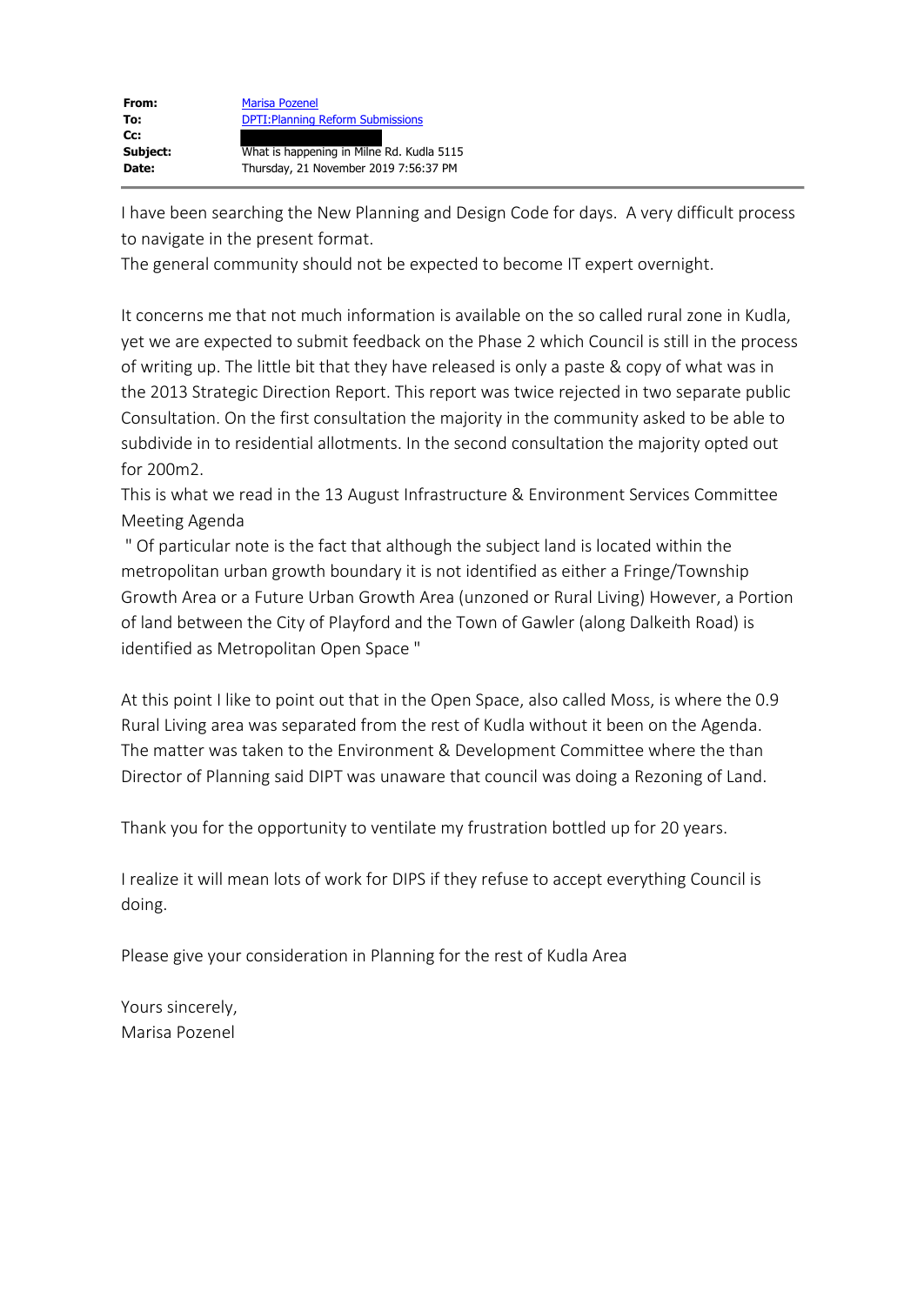| | |
|---|---|
| **From:** | Marisa Pozenel |
| **To:** | DPTI:Planning Reform Submissions |
| **Cc:** | |
| **Subject:** | What is happening in Milne Rd. Kudla 5115 |
| **Date:** | Thursday, 21 November 2019 7:56:37 PM |

I have been searching the New Planning and Design Code for days. A very difficult process to navigate in the present format.
The general community should not be expected to become IT expert overnight.

It concerns me that not much information is available on the so called rural zone in Kudla, yet we are expected to submit feedback on the Phase 2 which Council is still in the process of writing up. The little bit that they have released is only a paste & copy of what was in the 2013 Strategic Direction Report. This report was twice rejected in two separate public Consultation. On the first consultation the majority in the community asked to be able to subdivide in to residential allotments. In the second consultation the majority opted out for 200m2.
This is what we read in the 13 August Infrastructure & Environment Services Committee Meeting Agenda
" Of particular note is the fact that although the subject land is located within the metropolitan urban growth boundary it is not identified as either a Fringe/Township Growth Area or a Future Urban Growth Area (unzoned or Rural Living) However, a Portion of land between the City of Playford and the Town of Gawler (along Dalkeith Road) is identified as Metropolitan Open Space "

At this point I like to point out that in the Open Space, also called Moss, is where the 0.9 Rural Living area was separated from the rest of Kudla without it been on the Agenda. The matter was taken to the Environment & Development Committee where the than Director of Planning said DIPT was unaware that council was doing a Rezoning of Land.

Thank you for the opportunity to ventilate my frustration bottled up for 20 years.

I realize it will mean lots of work for DIPS if they refuse to accept everything Council is doing.

Please give your consideration in Planning for the rest of Kudla Area

Yours sincerely,
Marisa Pozenel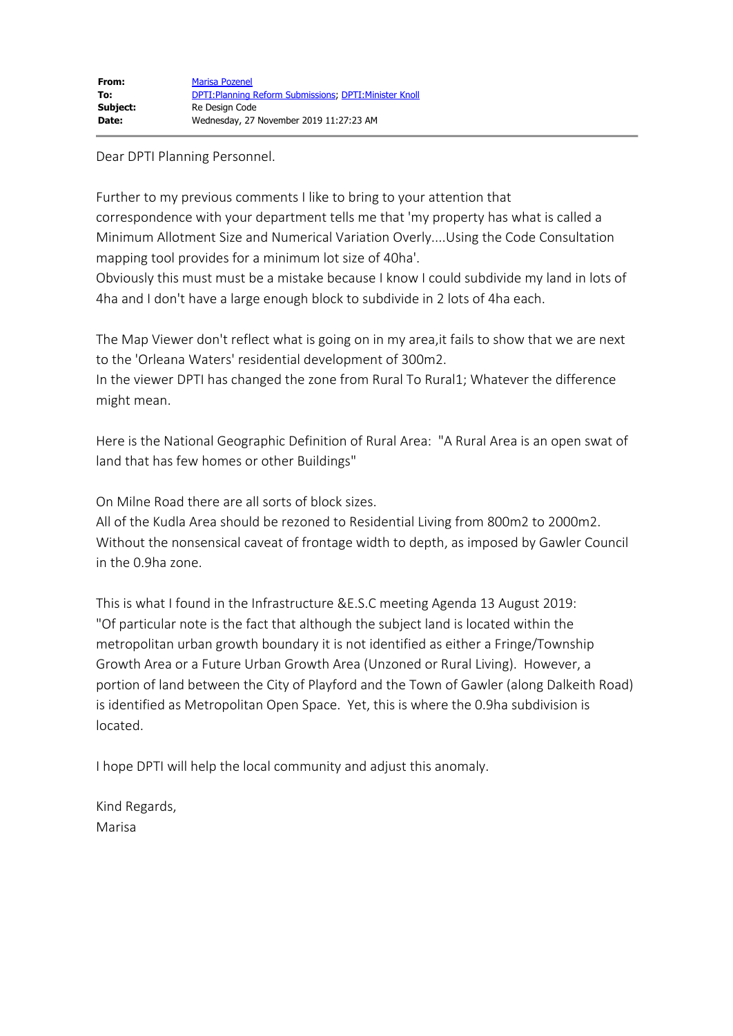| | |
|---|---|
| **From:** | Marisa Pozenel |
| **To:** | DPTI:Planning Reform Submissions; DPTI:Minister Knoll |
| **Subject:** | Re Design Code |
| **Date:** | Wednesday, 27 November 2019 11:27:23 AM |

Dear DPTI Planning Personnel.

Further to my previous comments I like to bring to your attention that correspondence with your department tells me that 'my property has what is called a Minimum Allotment Size and Numerical Variation Overly....Using the Code Consultation mapping tool provides for a minimum lot size of 40ha'.
Obviously this must be a mistake because I know I could subdivide my land in lots of 4ha and I don't have a large enough block to subdivide in 2 lots of 4ha each.

The Map Viewer don't reflect what is going on in my area,it fails to show that we are next to the 'Orleana Waters' residential development of 300m2.
In the viewer DPTI has changed the zone from Rural To Rural1; Whatever the difference might mean.

Here is the National Geographic Definition of Rural Area: "A Rural Area is an open swat of land that has few homes or other Buildings"

On Milne Road there are all sorts of block sizes.
All of the Kudla Area should be rezoned to Residential Living from 800m2 to 2000m2.
Without the nonsensical caveat of frontage width to depth, as imposed by Gawler Council in the 0.9ha zone.

This is what I found in the Infrastructure &E.S.C meeting Agenda 13 August 2019:
"Of particular note is the fact that although the subject land is located within the metropolitan urban growth boundary it is not identified as either a Fringe/Township Growth Area or a Future Urban Growth Area (Unzoned or Rural Living). However, a portion of land between the City of Playford and the Town of Gawler (along Dalkeith Road) is identified as Metropolitan Open Space. Yet, this is where the 0.9ha subdivision is located.

I hope DPTI will help the local community and adjust this anomaly.

Kind Regards,
Marisa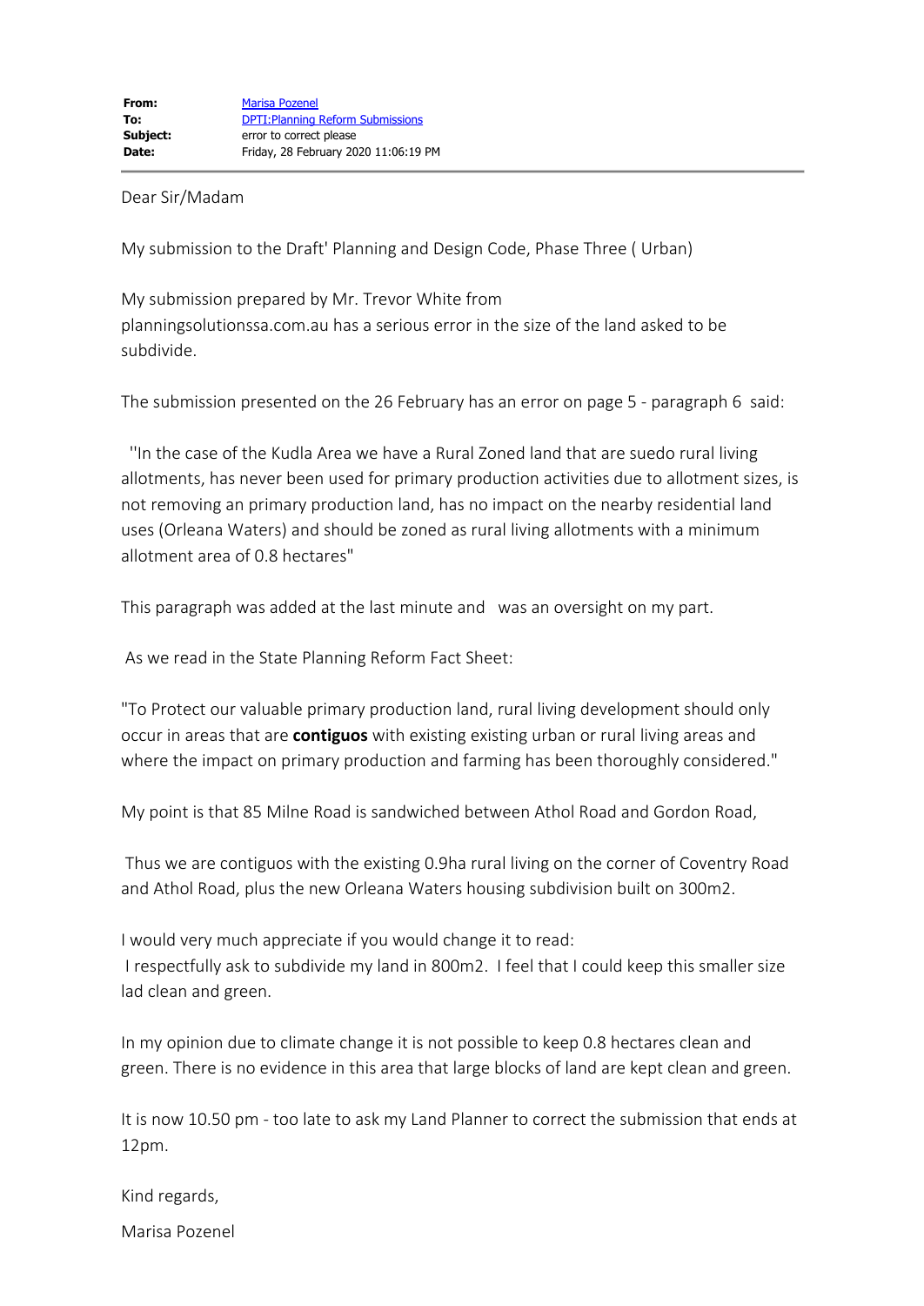| | |
|---|---|
| **From:** | Marisa Pozenel |
| **To:** | DPTI:Planning Reform Submissions |
| **Subject:** | error to correct please |
| **Date:** | Friday, 28 February 2020 11:06:19 PM |

Dear Sir/Madam

My submission to the Draft' Planning and Design Code, Phase Three ( Urban)

My submission prepared by Mr. Trevor White from planningsolutionssa.com.au has a serious error in the size of the land asked to be subdivide.

The submission presented on the 26 February has an error on page 5 - paragraph 6 said:

''In the case of the Kudla Area we have a Rural Zoned land that are suedo rural living allotments, has never been used for primary production activities due to allotment sizes, is not removing an primary production land, has no impact on the nearby residential land uses (Orleana Waters) and should be zoned as rural living allotments with a minimum allotment area of 0.8 hectares"

This paragraph was added at the last minute and was an oversight on my part.

As we read in the State Planning Reform Fact Sheet:

"To Protect our valuable primary production land, rural living development should only occur in areas that are **contiguos** with existing existing urban or rural living areas and where the impact on primary production and farming has been thoroughly considered."

My point is that 85 Milne Road is sandwiched between Athol Road and Gordon Road,

Thus we are contiguos with the existing 0.9ha rural living on the corner of Coventry Road and Athol Road, plus the new Orleana Waters housing subdivision built on 300m2.

I would very much appreciate if you would change it to read:
I respectfully ask to subdivide my land in 800m2. I feel that I could keep this smaller size lad clean and green.

In my opinion due to climate change it is not possible to keep 0.8 hectares clean and green. There is no evidence in this area that large blocks of land are kept clean and green.

It is now 10.50 pm - too late to ask my Land Planner to correct the submission that ends at 12pm.

Kind regards,

Marisa Pozenel